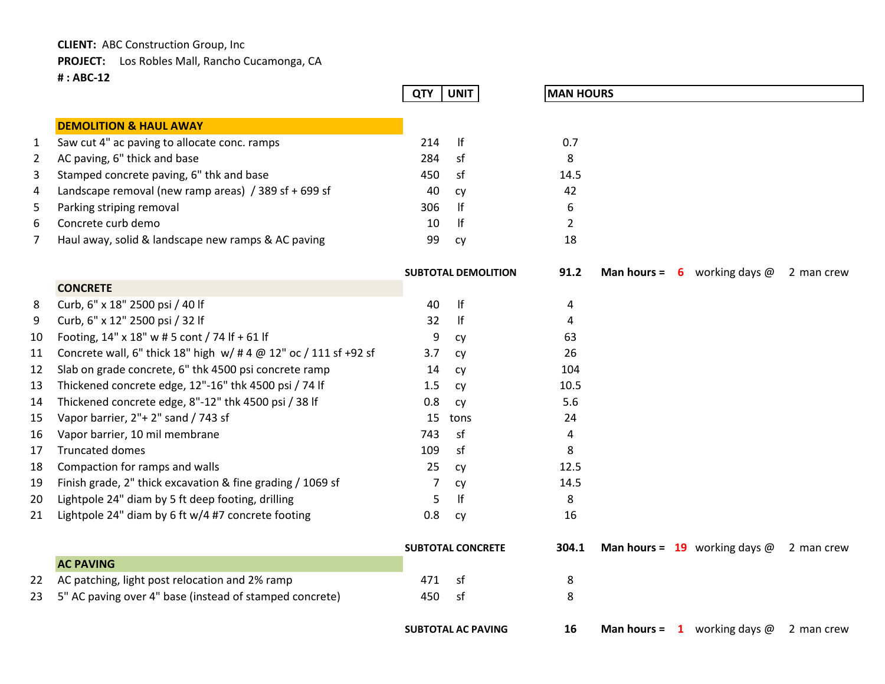**CLIENT:** ABC Construction Group, Inc

**PROJECT:** Los Robles Mall, Rancho Cucamonga, CA

**# : ABC-12**

| # | Description | QTY | UNIT | MAN HOURS | | | | | |
|---|---|---|---|---|---|---|---|---|---|
| | **DEMOLITION & HAUL AWAY** | | | | | | | | |
| 1 | Saw cut 4" ac paving to allocate conc. ramps | 214 | lf | 0.7 | | | | | |
| 2 | AC paving, 6" thick and base | 284 | sf | 8 | | | | | |
| 3 | Stamped concrete paving, 6" thk and base | 450 | sf | 14.5 | | | | | |
| 4 | Landscape removal (new ramp areas) / 389 sf + 699 sf | 40 | cy | 42 | | | | | |
| 5 | Parking striping removal | 306 | lf | 6 | | | | | |
| 6 | Concrete curb demo | 10 | lf | 2 | | | | | |
| 7 | Haul away, solid & landscape new ramps & AC paving | 99 | cy | 18 | | | | | |
| | | **SUBTOTAL DEMOLITION** | | **91.2** | **Man hours =** | **6** | working days @ | 2 | man crew |
| | **CONCRETE** | | | | | | | | |
| 8 | Curb, 6" x 18" 2500 psi / 40 lf | 40 | lf | 4 | | | | | |
| 9 | Curb, 6" x 12" 2500 psi / 32 lf | 32 | lf | 4 | | | | | |
| 10 | Footing, 14" x 18" w # 5 cont / 74 lf + 61 lf | 9 | cy | 63 | | | | | |
| 11 | Concrete wall, 6" thick 18" high w/ # 4 @ 12" oc / 111 sf +92 sf | 3.7 | cy | 26 | | | | | |
| 12 | Slab on grade concrete, 6" thk 4500 psi concrete ramp | 14 | cy | 104 | | | | | |
| 13 | Thickened concrete edge, 12"-16" thk 4500 psi / 74 lf | 1.5 | cy | 10.5 | | | | | |
| 14 | Thickened concrete edge, 8"-12" thk 4500 psi / 38 lf | 0.8 | cy | 5.6 | | | | | |
| 15 | Vapor barrier, 2"+ 2" sand / 743 sf | 15 | tons | 24 | | | | | |
| 16 | Vapor barrier, 10 mil membrane | 743 | sf | 4 | | | | | |
| 17 | Truncated domes | 109 | sf | 8 | | | | | |
| 18 | Compaction for ramps and walls | 25 | cy | 12.5 | | | | | |
| 19 | Finish grade, 2" thick excavation & fine grading / 1069 sf | 7 | cy | 14.5 | | | | | |
| 20 | Lightpole 24" diam by 5 ft deep footing, drilling | 5 | lf | 8 | | | | | |
| 21 | Lightpole 24" diam by 6 ft w/4 #7 concrete footing | 0.8 | cy | 16 | | | | | |
| | | **SUBTOTAL CONCRETE** | | **304.1** | **Man hours =** | **19** | working days @ | 2 | man crew |
| | **AC PAVING** | | | | | | | | |
| 22 | AC patching, light post relocation and 2% ramp | 471 | sf | 8 | | | | | |
| 23 | 5" AC paving over 4" base (instead of stamped concrete) | 450 | sf | 8 | | | | | |
| | | **SUBTOTAL AC PAVING** | | **16** | **Man hours =** | **1** | working days @ | 2 | man crew |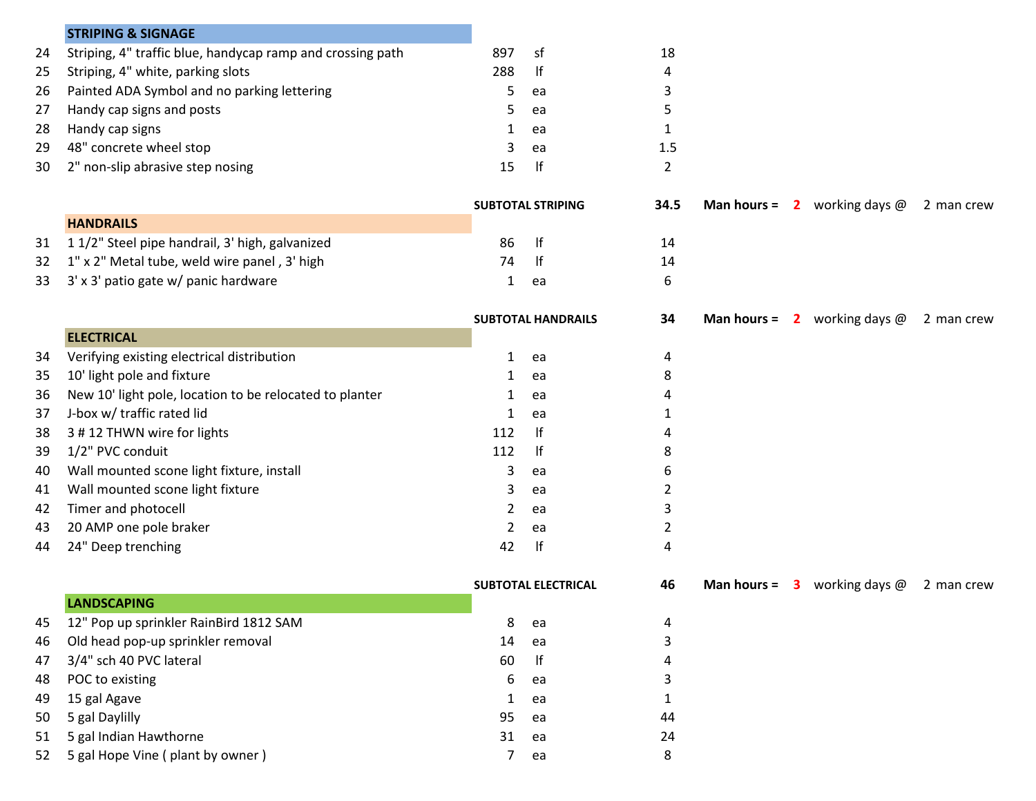| # | Description | Qty | Unit | Man hours | | | | | |
|---|---|---|---|---|---|---|---|---|---|
| | **STRIPING & SIGNAGE** | | | | | | | | |
| 24 | Striping, 4" traffic blue, handycap ramp and crossing path | 897 | sf | 18 | | | | | |
| 25 | Striping, 4" white, parking slots | 288 | lf | 4 | | | | | |
| 26 | Painted ADA Symbol and no parking lettering | 5 | ea | 3 | | | | | |
| 27 | Handy cap signs and posts | 5 | ea | 5 | | | | | |
| 28 | Handy cap signs | 1 | ea | 1 | | | | | |
| 29 | 48" concrete wheel stop | 3 | ea | 1.5 | | | | | |
| 30 | 2" non-slip abrasive step nosing | 15 | lf | 2 | | | | | |
| | | **SUBTOTAL STRIPING** | | **34.5** | **Man hours =** | 2 | working days @ | 2 | man crew |
| | **HANDRAILS** | | | | | | | | |
| 31 | 1 1/2" Steel pipe handrail, 3' high, galvanized | 86 | lf | 14 | | | | | |
| 32 | 1" x 2" Metal tube, weld wire panel , 3' high | 74 | lf | 14 | | | | | |
| 33 | 3' x 3' patio gate w/ panic hardware | 1 | ea | 6 | | | | | |
| | | **SUBTOTAL HANDRAILS** | | **34** | **Man hours =** | 2 | working days @ | 2 | man crew |
| | **ELECTRICAL** | | | | | | | | |
| 34 | Verifying existing electrical distribution | 1 | ea | 4 | | | | | |
| 35 | 10' light pole and fixture | 1 | ea | 8 | | | | | |
| 36 | New 10' light pole, location to be relocated to planter | 1 | ea | 4 | | | | | |
| 37 | J-box w/ traffic rated lid | 1 | ea | 1 | | | | | |
| 38 | 3 # 12 THWN wire for lights | 112 | lf | 4 | | | | | |
| 39 | 1/2" PVC conduit | 112 | lf | 8 | | | | | |
| 40 | Wall mounted scone light fixture, install | 3 | ea | 6 | | | | | |
| 41 | Wall mounted scone light fixture | 3 | ea | 2 | | | | | |
| 42 | Timer and photocell | 2 | ea | 3 | | | | | |
| 43 | 20 AMP one pole braker | 2 | ea | 2 | | | | | |
| 44 | 24" Deep trenching | 42 | lf | 4 | | | | | |
| | | **SUBTOTAL ELECTRICAL** | | **46** | **Man hours =** | 3 | working days @ | 2 | man crew |
| | **LANDSCAPING** | | | | | | | | |
| 45 | 12" Pop up sprinkler RainBird 1812 SAM | 8 | ea | 4 | | | | | |
| 46 | Old head pop-up sprinkler removal | 14 | ea | 3 | | | | | |
| 47 | 3/4" sch 40 PVC lateral | 60 | lf | 4 | | | | | |
| 48 | POC to existing | 6 | ea | 3 | | | | | |
| 49 | 15 gal Agave | 1 | ea | 1 | | | | | |
| 50 | 5 gal Daylilly | 95 | ea | 44 | | | | | |
| 51 | 5 gal Indian Hawthorne | 31 | ea | 24 | | | | | |
| 52 | 5 gal Hope Vine ( plant by owner ) | 7 | ea | 8 | | | | | |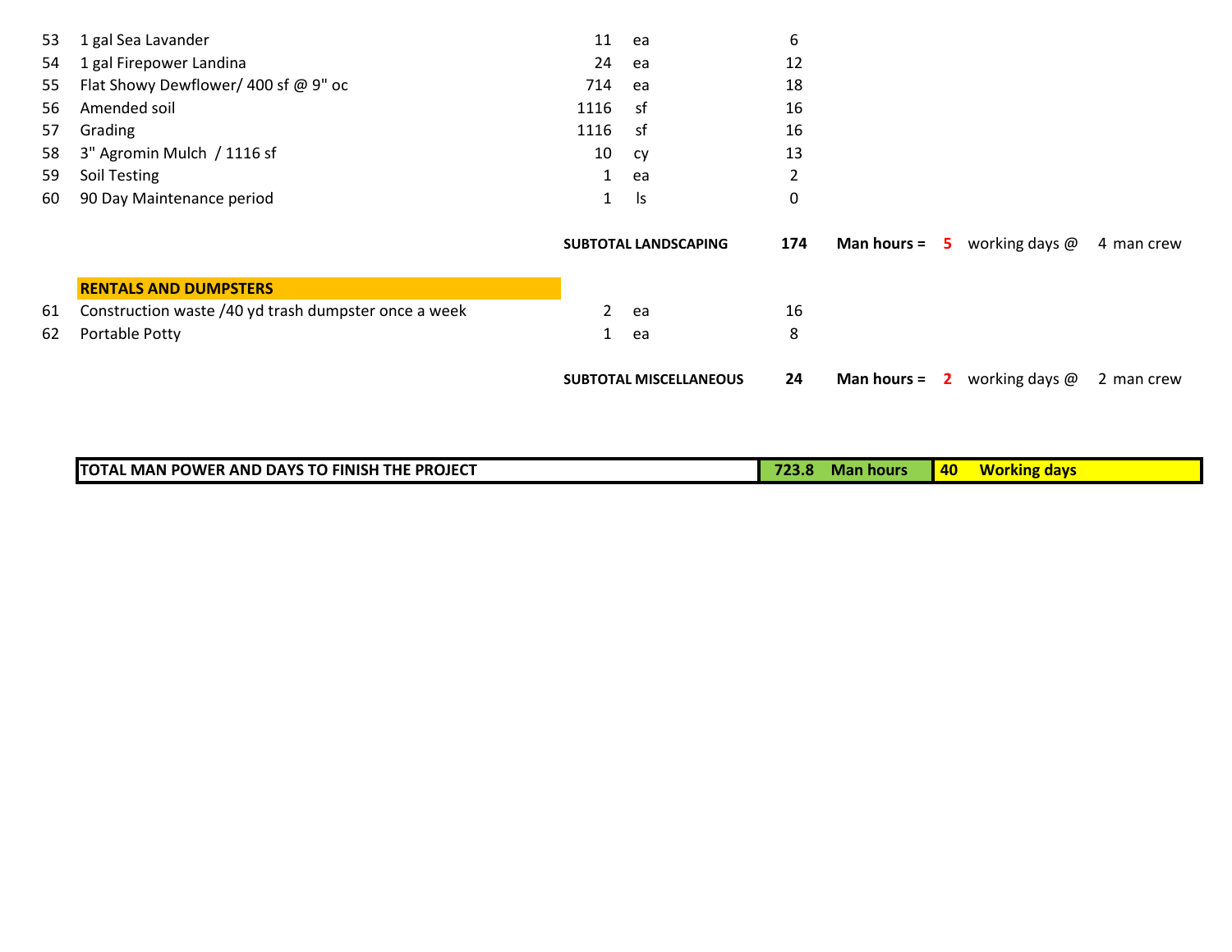| | | | | | | | | | | |
|---|---|---|---|---|---|---|---|---|---|---|
| 53 | 1 gal Sea Lavander | 11 | ea | 6 | | | | | | |
| 54 | 1 gal Firepower Landina | 24 | ea | 12 | | | | | | |
| 55 | Flat Showy Dewflower/ 400 sf @ 9" oc | 714 | ea | 18 | | | | | | |
| 56 | Amended soil | 1116 | sf | 16 | | | | | | |
| 57 | Grading | 1116 | sf | 16 | | | | | | |
| 58 | 3" Agromin Mulch / 1116 sf | 10 | cy | 13 | | | | | | |
| 59 | Soil Testing | 1 | ea | 2 | | | | | | |
| 60 | 90 Day Maintenance period | 1 | ls | 0 | | | | | | |
| | | **SUBTOTAL LANDSCAPING** | | **174** | **Man hours =** | **5** | working days @ | 4 | man crew | |
| | **RENTALS AND DUMPSTERS** | | | | | | | | | |
| 61 | Construction waste /40 yd trash dumpster once a week | 2 | ea | 16 | | | | | | |
| 62 | Portable Potty | 1 | ea | 8 | | | | | | |
| | | **SUBTOTAL MISCELLANEOUS** | | **24** | **Man hours =** | **2** | working days @ | 2 | man crew | |

| | | | | |
|---|---|---|---|---|
| **TOTAL MAN POWER AND DAYS TO FINISH THE PROJECT** | **723.8** | **Man hours** | **40** | **Working days** |